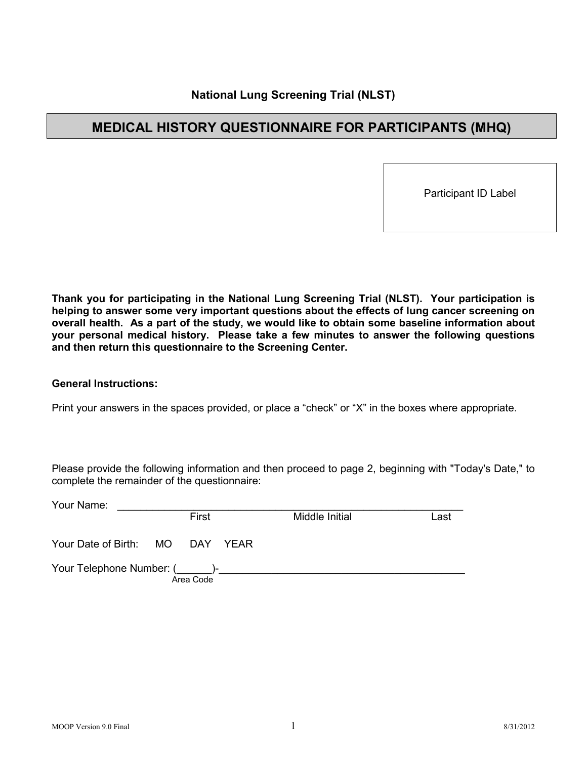**National Lung Screening Trial (NLST)**

# MEDICAL HISTORY QUESTIONNAIRE FOR PARTICIPANTS (MHQ)

Participant ID Label

**Thank you for participating in the National Lung Screening Trial (NLST). Your participation is helping to answer some very important questions about the effects of lung cancer screening on overall health. As a part of the study, we would like to obtain some baseline information about your personal medical history. Please take a few minutes to answer the following questions and then return this questionnaire to the Screening Center.**

**General Instructions:**

Print your answers in the spaces provided, or place a "check" or "X" in the boxes where appropriate.

Please provide the following information and then proceed to page 2, beginning with "Today's Date," to complete the remainder of the questionnaire:

Your Name: ____________________________________________________________
First          Middle Initial          Last

Your Date of Birth: MO DAY YEAR

Your Telephone Number: (______)-__________________________________________
Area Code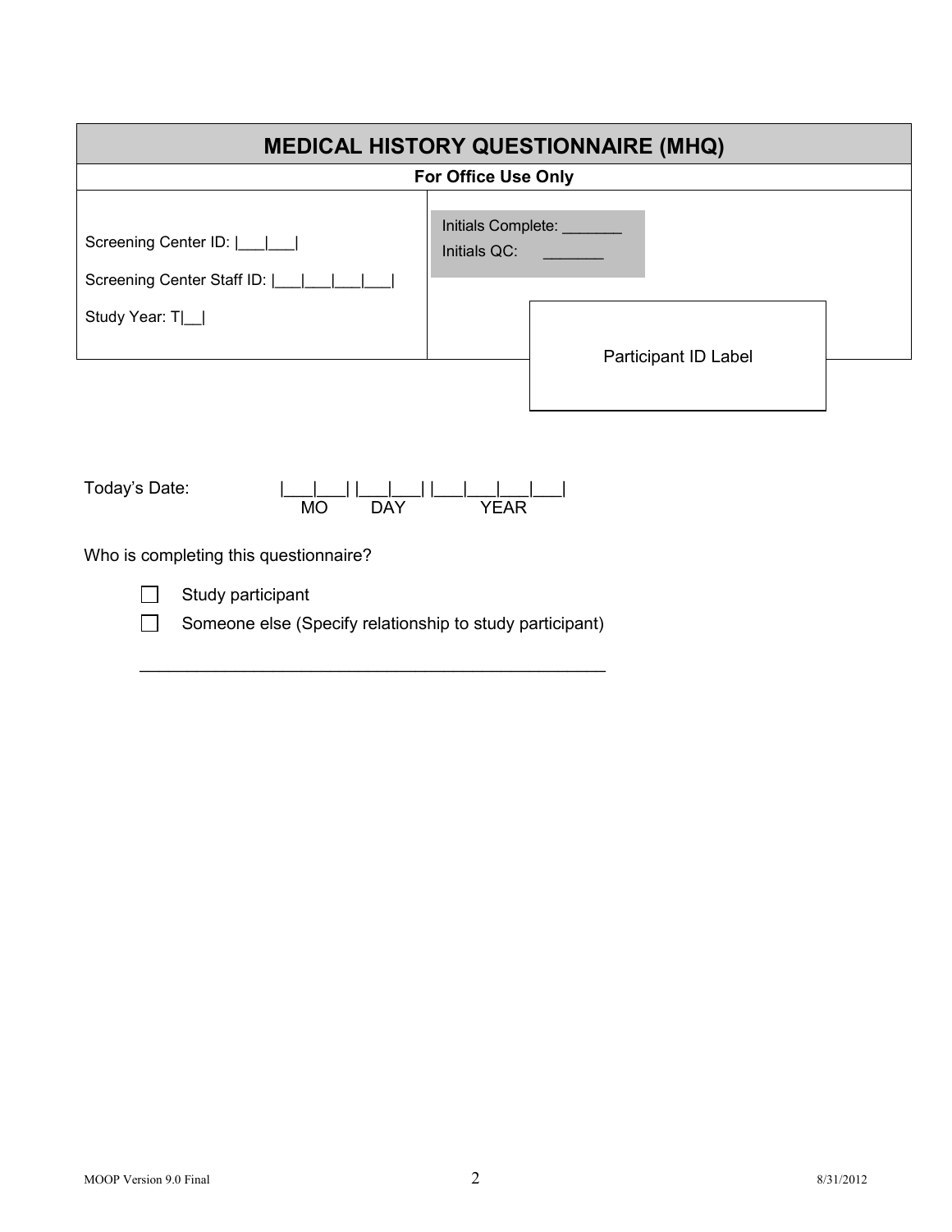# MEDICAL HISTORY QUESTIONNAIRE (MHQ)

**For Office Use Only**

| | |
|---|---|
| Screening Center ID: \|\_\_\_\|\_\_\_\|<br>Screening Center Staff ID: \|\_\_\_\|\_\_\_\|\_\_\_\|\_\_\_\|\_\_\_\|<br>Study Year: T\|\_\_\| | Initials Complete: \_\_\_\_\_\_\_<br>Initials QC: \_\_\_\_\_\_\_<br><br>Participant ID Label |

Today's Date: |\_\_\_|\_\_\_| |\_\_\_|\_\_\_| |\_\_\_|\_\_\_|\_\_\_|\_\_\_|
MO DAY YEAR

Who is completing this questionnaire?

- ☐ Study participant
- ☐ Someone else (Specify relationship to study participant)

\_\_\_\_\_\_\_\_\_\_\_\_\_\_\_\_\_\_\_\_\_\_\_\_\_\_\_\_\_\_\_\_\_\_\_\_\_\_\_\_\_\_\_\_\_\_\_\_\_\_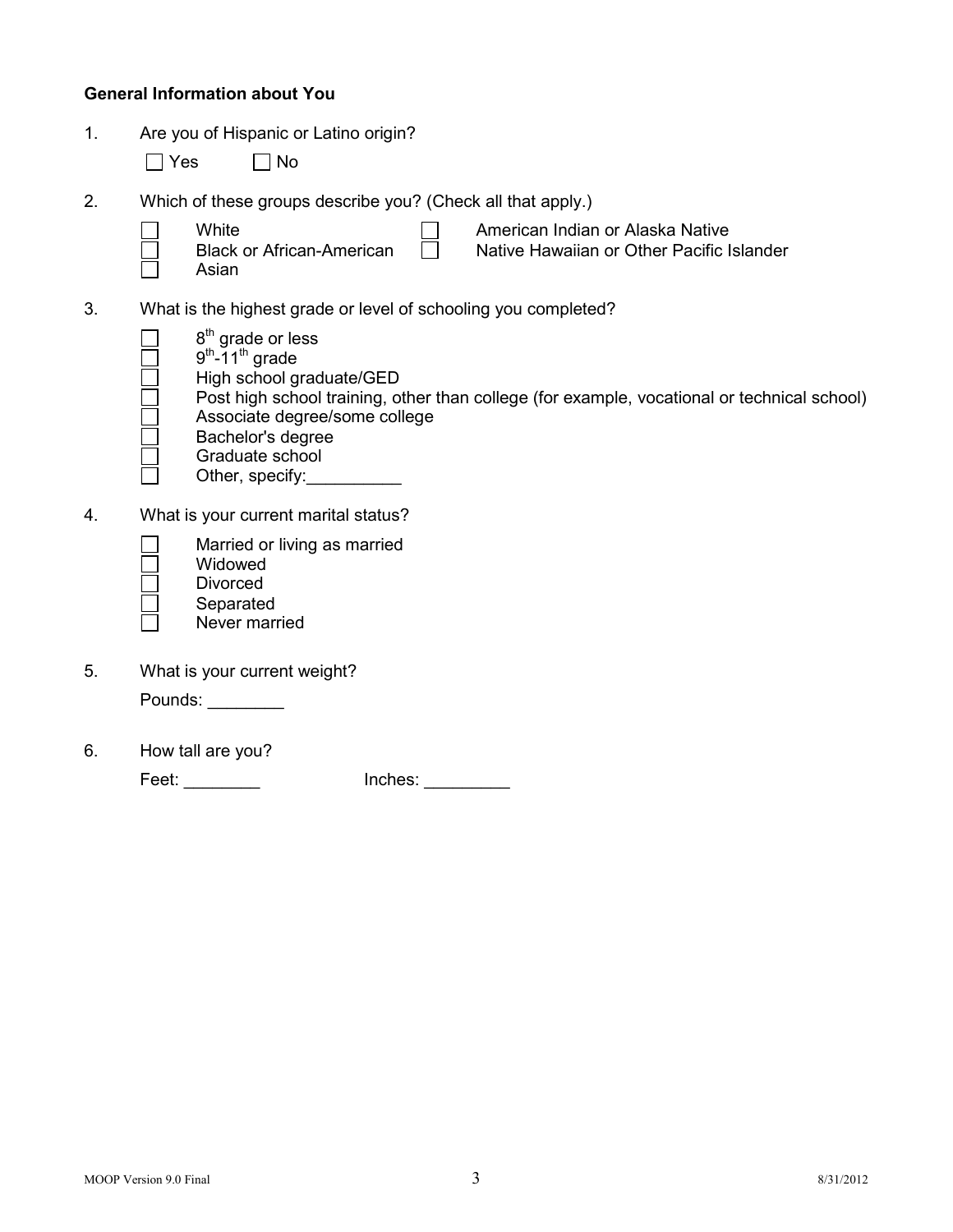**General Information about You**

1. Are you of Hispanic or Latino origin?

   ☐ Yes ☐ No

2. Which of these groups describe you? (Check all that apply.)

   ☐ White
   ☐ Black or African-American
   ☐ Asian
   ☐ American Indian or Alaska Native
   ☐ Native Hawaiian or Other Pacific Islander

3. What is the highest grade or level of schooling you completed?

   ☐ 8th grade or less
   ☐ 9th-11th grade
   ☐ High school graduate/GED
   ☐ Post high school training, other than college (for example, vocational or technical school)
   ☐ Associate degree/some college
   ☐ Bachelor's degree
   ☐ Graduate school
   ☐ Other, specify:__________

4. What is your current marital status?

   ☐ Married or living as married
   ☐ Widowed
   ☐ Divorced
   ☐ Separated
   ☐ Never married

5. What is your current weight?

   Pounds: ________

6. How tall are you?

   Feet: ________ Inches: _________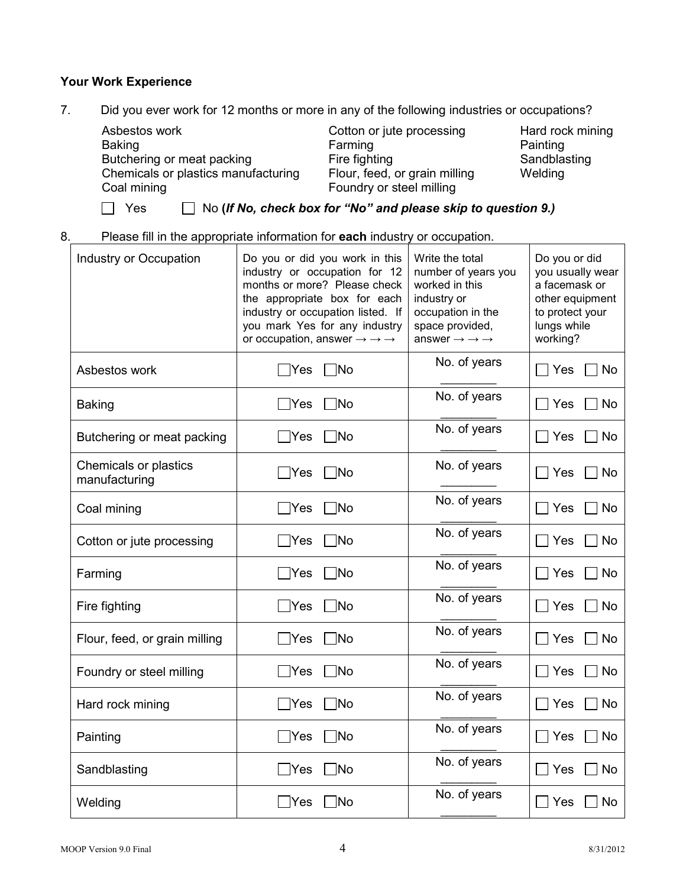### Your Work Experience

7. Did you ever work for 12 months or more in any of the following industries or occupations?

   Asbestos work
   Baking
   Butchering or meat packing
   Chemicals or plastics manufacturing
   Coal mining
   Cotton or jute processing
   Farming
   Fire fighting
   Flour, feed, or grain milling
   Foundry or steel milling
   Hard rock mining
   Painting
   Sandblasting
   Welding

   ☐ Yes ☐ No **(*If No, check box for "No" and please skip to question 9.)***

8. Please fill in the appropriate information for **each** industry or occupation.

| Industry or Occupation | Do you or did you work in this industry or occupation for 12 months or more? Please check the appropriate box for each industry or occupation listed. If you mark Yes for any industry or occupation, answer → → → | Write the total number of years you worked in this industry or occupation in the space provided, answer → → → | Do you or did you usually wear a facemask or other equipment to protect your lungs while working? |
|---|---|---|---|
| Asbestos work | ☐Yes ☐No | No. of years ________ | ☐ Yes ☐ No |
| Baking | ☐Yes ☐No | No. of years ________ | ☐ Yes ☐ No |
| Butchering or meat packing | ☐Yes ☐No | No. of years ________ | ☐ Yes ☐ No |
| Chemicals or plastics manufacturing | ☐Yes ☐No | No. of years ________ | ☐ Yes ☐ No |
| Coal mining | ☐Yes ☐No | No. of years ________ | ☐ Yes ☐ No |
| Cotton or jute processing | ☐Yes ☐No | No. of years ________ | ☐ Yes ☐ No |
| Farming | ☐Yes ☐No | No. of years ________ | ☐ Yes ☐ No |
| Fire fighting | ☐Yes ☐No | No. of years ________ | ☐ Yes ☐ No |
| Flour, feed, or grain milling | ☐Yes ☐No | No. of years ________ | ☐ Yes ☐ No |
| Foundry or steel milling | ☐Yes ☐No | No. of years ________ | ☐ Yes ☐ No |
| Hard rock mining | ☐Yes ☐No | No. of years ________ | ☐ Yes ☐ No |
| Painting | ☐Yes ☐No | No. of years ________ | ☐ Yes ☐ No |
| Sandblasting | ☐Yes ☐No | No. of years ________ | ☐ Yes ☐ No |
| Welding | ☐Yes ☐No | No. of years ________ | ☐ Yes ☐ No |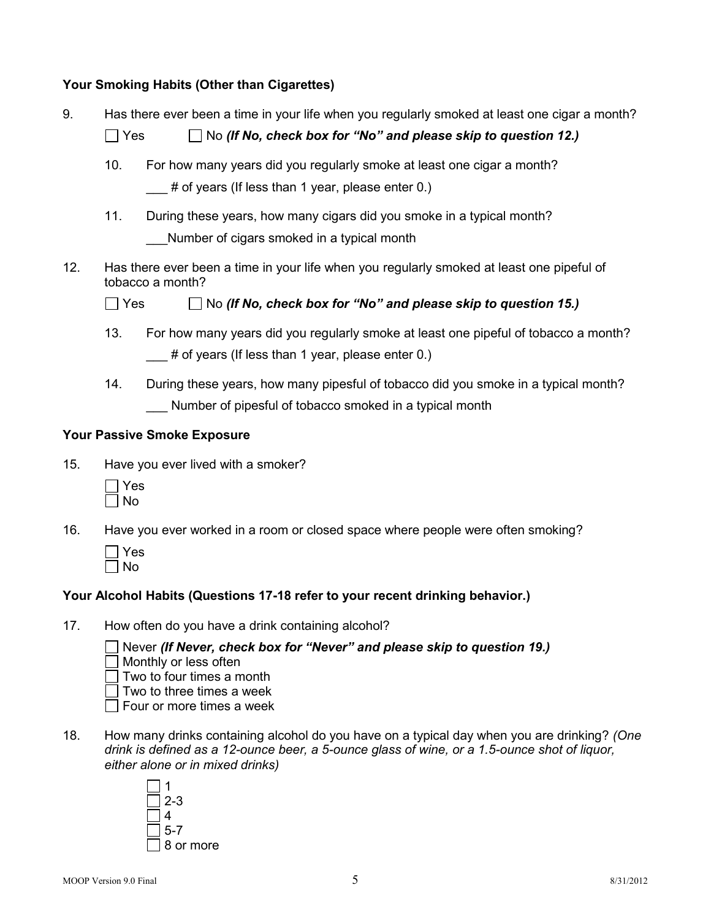**Your Smoking Habits (Other than Cigarettes)**

9. Has there ever been a time in your life when you regularly smoked at least one cigar a month?

   ☐ Yes ☐ No ***(If No, check box for "No" and please skip to question 12.)***

   10. For how many years did you regularly smoke at least one cigar a month?

       ___ # of years (If less than 1 year, please enter 0.)

   11. During these years, how many cigars did you smoke in a typical month?

       ___Number of cigars smoked in a typical month

12. Has there ever been a time in your life when you regularly smoked at least one pipeful of tobacco a month?

    ☐ Yes ☐ No ***(If No, check box for "No" and please skip to question 15.)***

    13. For how many years did you regularly smoke at least one pipeful of tobacco a month?

        ___ # of years (If less than 1 year, please enter 0.)

    14. During these years, how many pipesful of tobacco did you smoke in a typical month?

        ___ Number of pipesful of tobacco smoked in a typical month

**Your Passive Smoke Exposure**

15. Have you ever lived with a smoker?

    ☐ Yes
    ☐ No

16. Have you ever worked in a room or closed space where people were often smoking?

    ☐ Yes
    ☐ No

**Your Alcohol Habits (Questions 17-18 refer to your recent drinking behavior.)**

17. How often do you have a drink containing alcohol?

    ☐ Never ***(If Never, check box for "Never" and please skip to question 19.)***
    ☐ Monthly or less often
    ☐ Two to four times a month
    ☐ Two to three times a week
    ☐ Four or more times a week

18. How many drinks containing alcohol do you have on a typical day when you are drinking? *(One drink is defined as a 12-ounce beer, a 5-ounce glass of wine, or a 1.5-ounce shot of liquor, either alone or in mixed drinks)*

    ☐ 1
    ☐ 2-3
    ☐ 4
    ☐ 5-7
    ☐ 8 or more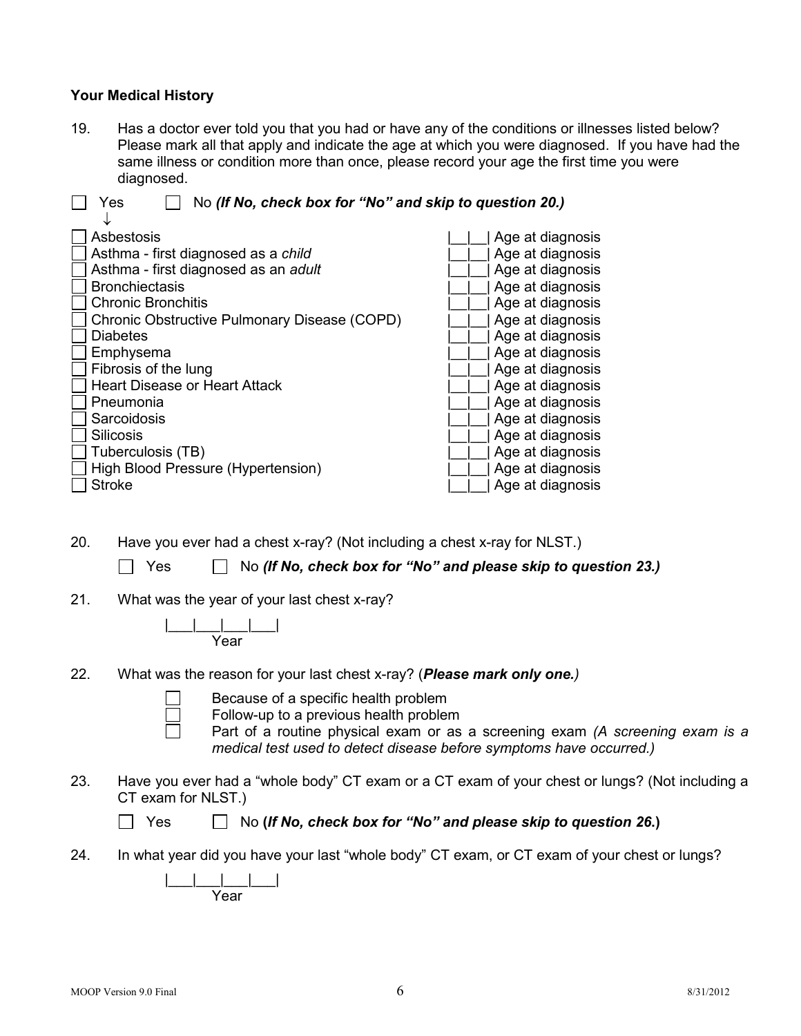**Your Medical History**

19. Has a doctor ever told you that you had or have any of the conditions or illnesses listed below? Please mark all that apply and indicate the age at which you were diagnosed. If you have had the same illness or condition more than once, please record your age the first time you were diagnosed.

☐ Yes ☐ No ***(If No, check box for "No" and skip to question 20.)***

↓

- ☐ Asbestosis |__|__| Age at diagnosis
- ☐ Asthma - first diagnosed as a *child* |__|__| Age at diagnosis
- ☐ Asthma - first diagnosed as an *adult* |__|__| Age at diagnosis
- ☐ Bronchiectasis |__|__| Age at diagnosis
- ☐ Chronic Bronchitis |__|__| Age at diagnosis
- ☐ Chronic Obstructive Pulmonary Disease (COPD) |__|__| Age at diagnosis
- ☐ Diabetes |__|__| Age at diagnosis
- ☐ Emphysema |__|__| Age at diagnosis
- ☐ Fibrosis of the lung |__|__| Age at diagnosis
- ☐ Heart Disease or Heart Attack |__|__| Age at diagnosis
- ☐ Pneumonia |__|__| Age at diagnosis
- ☐ Sarcoidosis |__|__| Age at diagnosis
- ☐ Silicosis |__|__| Age at diagnosis
- ☐ Tuberculosis (TB) |__|__| Age at diagnosis
- ☐ High Blood Pressure (Hypertension) |__|__| Age at diagnosis
- ☐ Stroke |__|__| Age at diagnosis

20. Have you ever had a chest x-ray? (Not including a chest x-ray for NLST.)

☐ Yes ☐ No ***(If No, check box for "No" and please skip to question 23.)***

21. What was the year of your last chest x-ray?

|___|___|___|___|
Year

22. What was the reason for your last chest x-ray? (***Please mark only one.***)

- ☐ Because of a specific health problem
- ☐ Follow-up to a previous health problem
- ☐ Part of a routine physical exam or as a screening exam *(A screening exam is a medical test used to detect disease before symptoms have occurred.)*

23. Have you ever had a "whole body" CT exam or a CT exam of your chest or lungs? (Not including a CT exam for NLST.)

☐ Yes ☐ No **(*If No, check box for "No" and please skip to question 26*.)**

24. In what year did you have your last "whole body" CT exam, or CT exam of your chest or lungs?

|___|___|___|___|
Year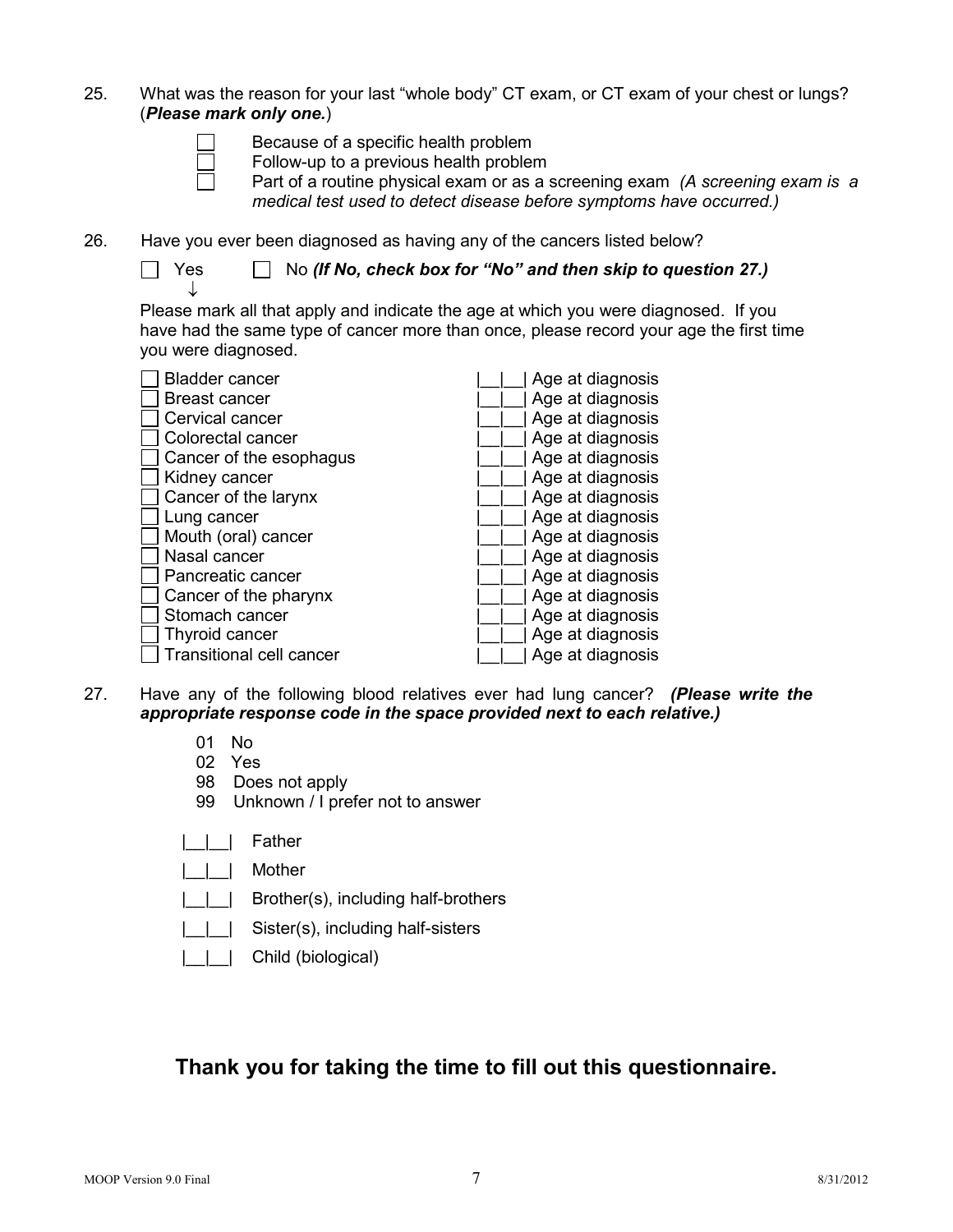25. What was the reason for your last “whole body” CT exam, or CT exam of your chest or lungs? (***Please mark only one.***)

    - ☐ Because of a specific health problem
    - ☐ Follow-up to a previous health problem
    - ☐ Part of a routine physical exam or as a screening exam *(A screening exam is a medical test used to detect disease before symptoms have occurred.)*

26. Have you ever been diagnosed as having any of the cancers listed below?

    ☐ Yes ↓ ☐ No ***(If No, check box for “No” and then skip to question 27.)***

    Please mark all that apply and indicate the age at which you were diagnosed. If you have had the same type of cancer more than once, please record your age the first time you were diagnosed.

| | |
|---|---|
| ☐ Bladder cancer | \|__\|__\| Age at diagnosis |
| ☐ Breast cancer | \|__\|__\| Age at diagnosis |
| ☐ Cervical cancer | \|__\|__\| Age at diagnosis |
| ☐ Colorectal cancer | \|__\|__\| Age at diagnosis |
| ☐ Cancer of the esophagus | \|__\|__\| Age at diagnosis |
| ☐ Kidney cancer | \|__\|__\| Age at diagnosis |
| ☐ Cancer of the larynx | \|__\|__\| Age at diagnosis |
| ☐ Lung cancer | \|__\|__\| Age at diagnosis |
| ☐ Mouth (oral) cancer | \|__\|__\| Age at diagnosis |
| ☐ Nasal cancer | \|__\|__\| Age at diagnosis |
| ☐ Pancreatic cancer | \|__\|__\| Age at diagnosis |
| ☐ Cancer of the pharynx | \|__\|__\| Age at diagnosis |
| ☐ Stomach cancer | \|__\|__\| Age at diagnosis |
| ☐ Thyroid cancer | \|__\|__\| Age at diagnosis |
| ☐ Transitional cell cancer | \|__\|__\| Age at diagnosis |

27. Have any of the following blood relatives ever had lung cancer? ***(Please write the appropriate response code in the space provided next to each relative.)***

    - 01 No
    - 02 Yes
    - 98 Does not apply
    - 99 Unknown / I prefer not to answer

    |__|__| Father

    |__|__| Mother

    |__|__| Brother(s), including half-brothers

    |__|__| Sister(s), including half-sisters

    |__|__| Child (biological)

## Thank you for taking the time to fill out this questionnaire.